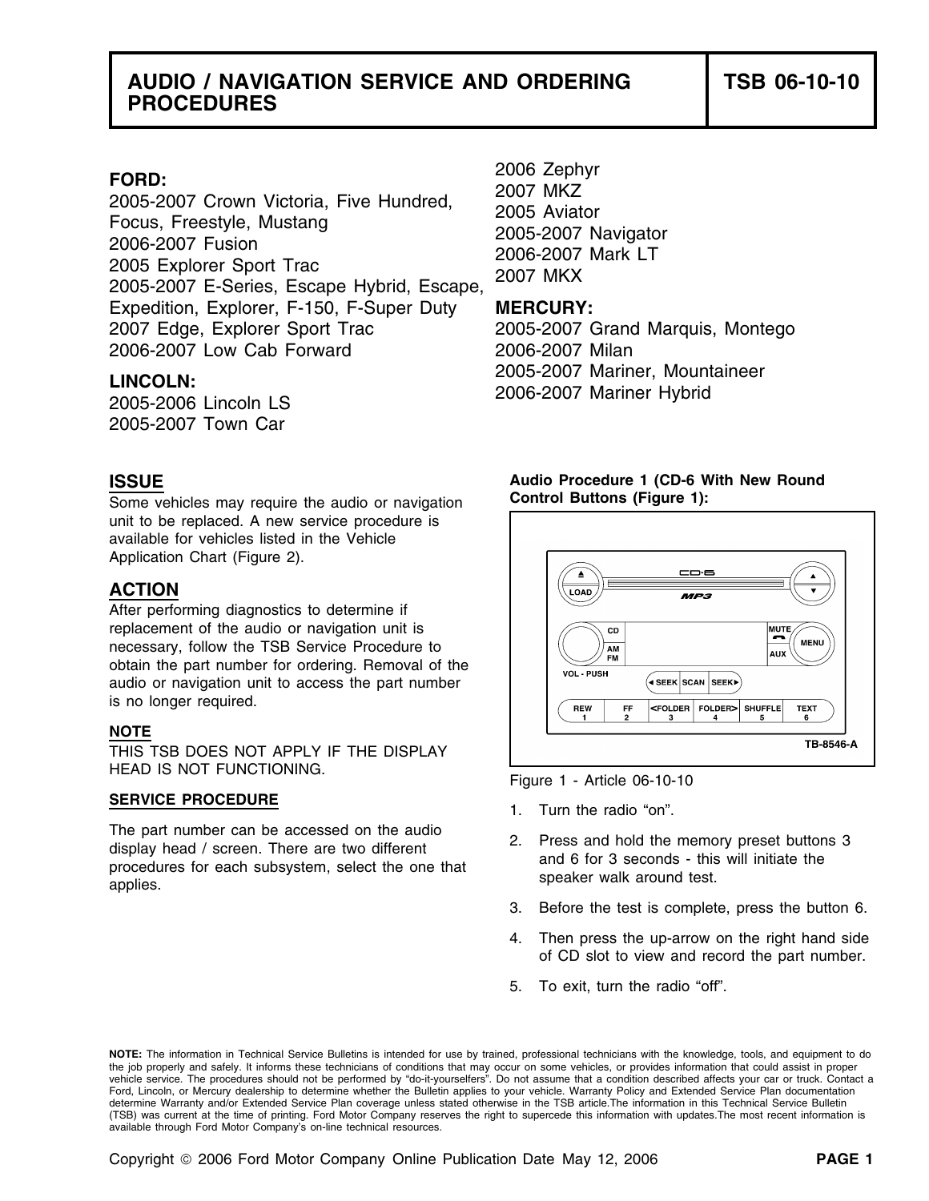# AUDIO / NAVIGATION SERVICE AND ORDERING PROCEDURES

**TSB 06-10-10**

**FORD:**
2005-2007 Crown Victoria, Five Hundred, Focus, Freestyle, Mustang
2006-2007 Fusion
2005 Explorer Sport Trac
2005-2007 E-Series, Escape Hybrid, Escape, Expedition, Explorer, F-150, F-Super Duty
2007 Edge, Explorer Sport Trac
2006-2007 Low Cab Forward

**LINCOLN:**
2005-2006 Lincoln LS
2005-2007 Town Car
2006 Zephyr
2007 MKZ
2005 Aviator
2005-2007 Navigator
2006-2007 Mark LT
2007 MKX

**MERCURY:**
2005-2007 Grand Marquis, Montego
2006-2007 Milan
2005-2007 Mariner, Mountaineer
2006-2007 Mariner Hybrid

## ISSUE

Some vehicles may require the audio or navigation unit to be replaced. A new service procedure is available for vehicles listed in the Vehicle Application Chart (Figure 2).

## ACTION

After performing diagnostics to determine if replacement of the audio or navigation unit is necessary, follow the TSB Service Procedure to obtain the part number for ordering. Removal of the audio or navigation unit to access the part number is no longer required.

**NOTE**

THIS TSB DOES NOT APPLY IF THE DISPLAY HEAD IS NOT FUNCTIONING.

**SERVICE PROCEDURE**

The part number can be accessed on the audio display head / screen. There are two different procedures for each subsystem, select the one that applies.

**Audio Procedure 1 (CD-6 With New Round Control Buttons (Figure 1):**

Figure 1 - Article 06-10-10

1. Turn the radio "on".
2. Press and hold the memory preset buttons 3 and 6 for 3 seconds - this will initiate the speaker walk around test.
3. Before the test is complete, press the button 6.
4. Then press the up-arrow on the right hand side of CD slot to view and record the part number.
5. To exit, turn the radio "off".

**NOTE:** The information in Technical Service Bulletins is intended for use by trained, professional technicians with the knowledge, tools, and equipment to do the job properly and safely. It informs these technicians of conditions that may occur on some vehicles, or provides information that could assist in proper vehicle service. The procedures should not be performed by "do-it-yourselfers". Do not assume that a condition described affects your car or truck. Contact a Ford, Lincoln, or Mercury dealership to determine whether the Bulletin applies to your vehicle. Warranty Policy and Extended Service Plan documentation determine Warranty and/or Extended Service Plan coverage unless stated otherwise in the TSB article.The information in this Technical Service Bulletin (TSB) was current at the time of printing. Ford Motor Company reserves the right to supercede this information with updates.The most recent information is available through Ford Motor Company's on-line technical resources.

Copyright © 2006 Ford Motor Company Online Publication Date May 12, 2006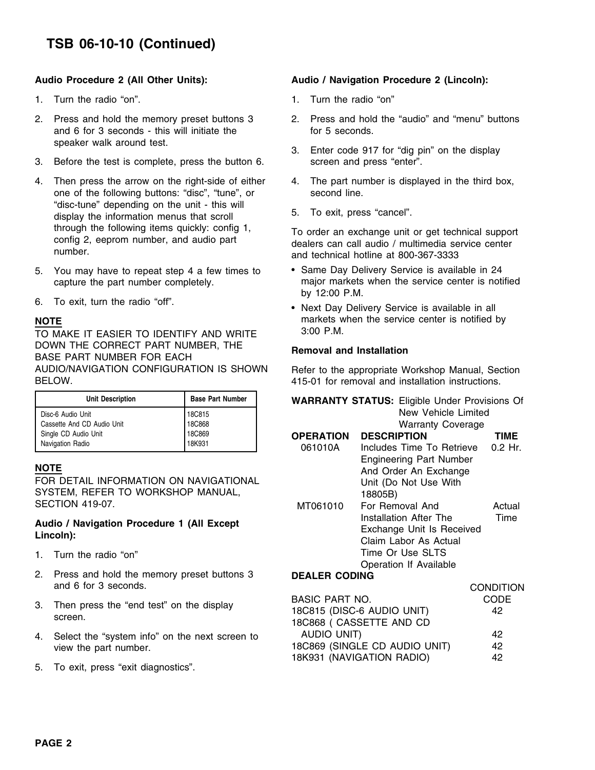# TSB 06-10-10 (Continued)

**Audio Procedure 2 (All Other Units):**

1. Turn the radio "on".
2. Press and hold the memory preset buttons 3 and 6 for 3 seconds - this will initiate the speaker walk around test.
3. Before the test is complete, press the button 6.
4. Then press the arrow on the right-side of either one of the following buttons: "disc", "tune", or "disc-tune" depending on the unit - this will display the information menus that scroll through the following items quickly: config 1, config 2, eeprom number, and audio part number.
5. You may have to repeat step 4 a few times to capture the part number completely.
6. To exit, turn the radio "off".

**NOTE**
TO MAKE IT EASIER TO IDENTIFY AND WRITE DOWN THE CORRECT PART NUMBER, THE BASE PART NUMBER FOR EACH AUDIO/NAVIGATION CONFIGURATION IS SHOWN BELOW.

| Unit Description | Base Part Number |
|---|---|
| Disc-6 Audio Unit | 18C815 |
| Cassette And CD Audio Unit | 18C868 |
| Single CD Audio Unit | 18C869 |
| Navigation Radio | 18K931 |

**NOTE**
FOR DETAIL INFORMATION ON NAVIGATIONAL SYSTEM, REFER TO WORKSHOP MANUAL, SECTION 419-07.

**Audio / Navigation Procedure 1 (All Except Lincoln):**

1. Turn the radio "on"
2. Press and hold the memory preset buttons 3 and 6 for 3 seconds.
3. Then press the "end test" on the display screen.
4. Select the "system info" on the next screen to view the part number.
5. To exit, press "exit diagnostics".

**Audio / Navigation Procedure 2 (Lincoln):**

1. Turn the radio "on"
2. Press and hold the "audio" and "menu" buttons for 5 seconds.
3. Enter code 917 for "dig pin" on the display screen and press "enter".
4. The part number is displayed in the third box, second line.
5. To exit, press "cancel".

To order an exchange unit or get technical support dealers can call audio / multimedia service center and technical hotline at 800-367-3333

- Same Day Delivery Service is available in 24 major markets when the service center is notified by 12:00 P.M.
- Next Day Delivery Service is available in all markets when the service center is notified by 3:00 P.M.

**Removal and Installation**

Refer to the appropriate Workshop Manual, Section 415-01 for removal and installation instructions.

**WARRANTY STATUS:** Eligible Under Provisions Of New Vehicle Limited Warranty Coverage

| OPERATION | DESCRIPTION | TIME |
|---|---|---|
| 061010A | Includes Time To Retrieve Engineering Part Number And Order An Exchange Unit (Do Not Use With 18805B) | 0.2 Hr. |
| MT061010 | For Removal And Installation After The Exchange Unit Is Received Claim Labor As Actual Time Or Use SLTS Operation If Available | Actual Time |

**DEALER CODING**

| BASIC PART NO. | CONDITION CODE |
|---|---|
| 18C815 (DISC-6 AUDIO UNIT) | 42 |
| 18C868 ( CASSETTE AND CD AUDIO UNIT) | 42 |
| 18C869 (SINGLE CD AUDIO UNIT) | 42 |
| 18K931 (NAVIGATION RADIO) | 42 |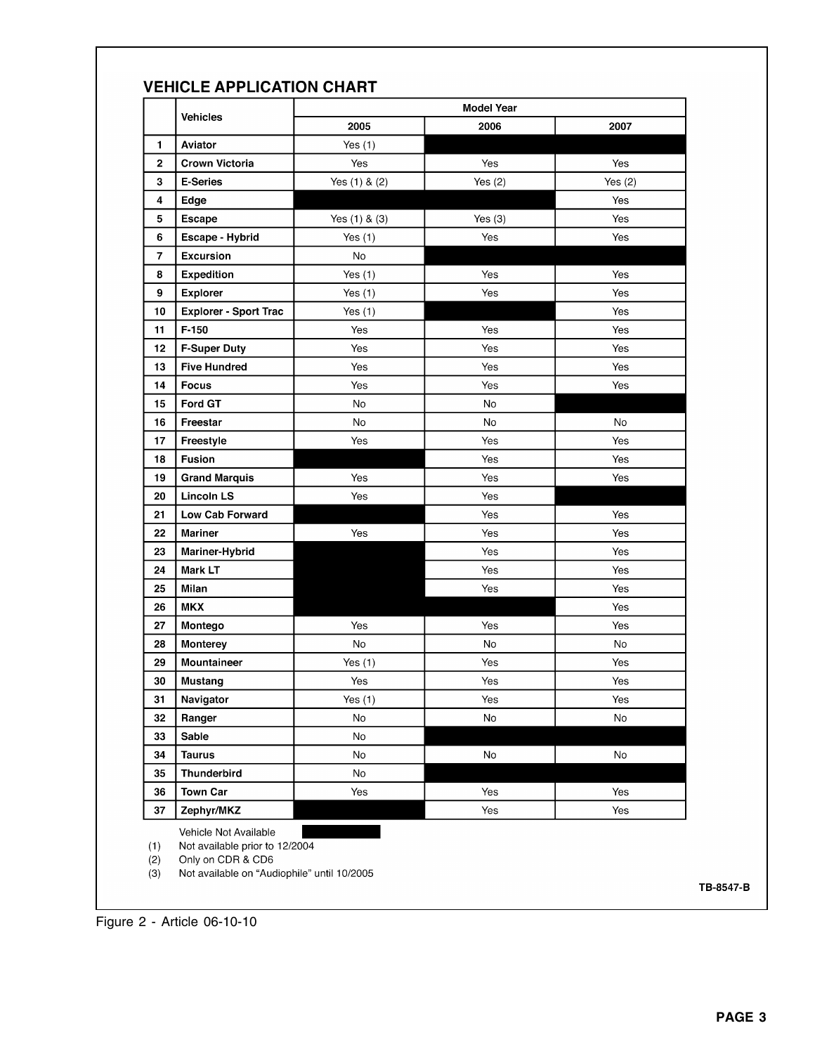## VEHICLE APPLICATION CHART

| | Vehicles | Model Year | | |
|---|---|---|---|---|
| | | 2005 | 2006 | 2007 |
| 1 | Aviator | Yes (1) | Vehicle Not Available | Vehicle Not Available |
| 2 | Crown Victoria | Yes | Yes | Yes |
| 3 | E-Series | Yes (1) & (2) | Yes (2) | Yes (2) |
| 4 | Edge | Vehicle Not Available | Vehicle Not Available | Yes |
| 5 | Escape | Yes (1) & (3) | Yes (3) | Yes |
| 6 | Escape - Hybrid | Yes (1) | Yes | Yes |
| 7 | Excursion | No | Vehicle Not Available | Vehicle Not Available |
| 8 | Expedition | Yes (1) | Yes | Yes |
| 9 | Explorer | Yes (1) | Yes | Yes |
| 10 | Explorer - Sport Trac | Yes (1) | Vehicle Not Available | Yes |
| 11 | F-150 | Yes | Yes | Yes |
| 12 | F-Super Duty | Yes | Yes | Yes |
| 13 | Five Hundred | Yes | Yes | Yes |
| 14 | Focus | Yes | Yes | Yes |
| 15 | Ford GT | No | No | Vehicle Not Available |
| 16 | Freestar | No | No | No |
| 17 | Freestyle | Yes | Yes | Yes |
| 18 | Fusion | Vehicle Not Available | Yes | Yes |
| 19 | Grand Marquis | Yes | Yes | Yes |
| 20 | Lincoln LS | Yes | Yes | Vehicle Not Available |
| 21 | Low Cab Forward | Vehicle Not Available | Yes | Yes |
| 22 | Mariner | Yes | Yes | Yes |
| 23 | Mariner-Hybrid | Vehicle Not Available | Yes | Yes |
| 24 | Mark LT | Vehicle Not Available | Yes | Yes |
| 25 | Milan | Vehicle Not Available | Yes | Yes |
| 26 | MKX | Vehicle Not Available | Vehicle Not Available | Yes |
| 27 | Montego | Yes | Yes | Yes |
| 28 | Monterey | No | No | No |
| 29 | Mountaineer | Yes (1) | Yes | Yes |
| 30 | Mustang | Yes | Yes | Yes |
| 31 | Navigator | Yes (1) | Yes | Yes |
| 32 | Ranger | No | No | No |
| 33 | Sable | No | Vehicle Not Available | Vehicle Not Available |
| 34 | Taurus | No | No | No |
| 35 | Thunderbird | No | Vehicle Not Available | Vehicle Not Available |
| 36 | Town Car | Yes | Yes | Yes |
| 37 | Zephyr/MKZ | Vehicle Not Available | Yes | Yes |

Vehicle Not Available (shown as black shaded cells)

(1) Not available prior to 12/2004

(2) Only on CDR & CD6

(3) Not available on "Audiophile" until 10/2005

TB-8547-B

Figure 2 - Article 06-10-10